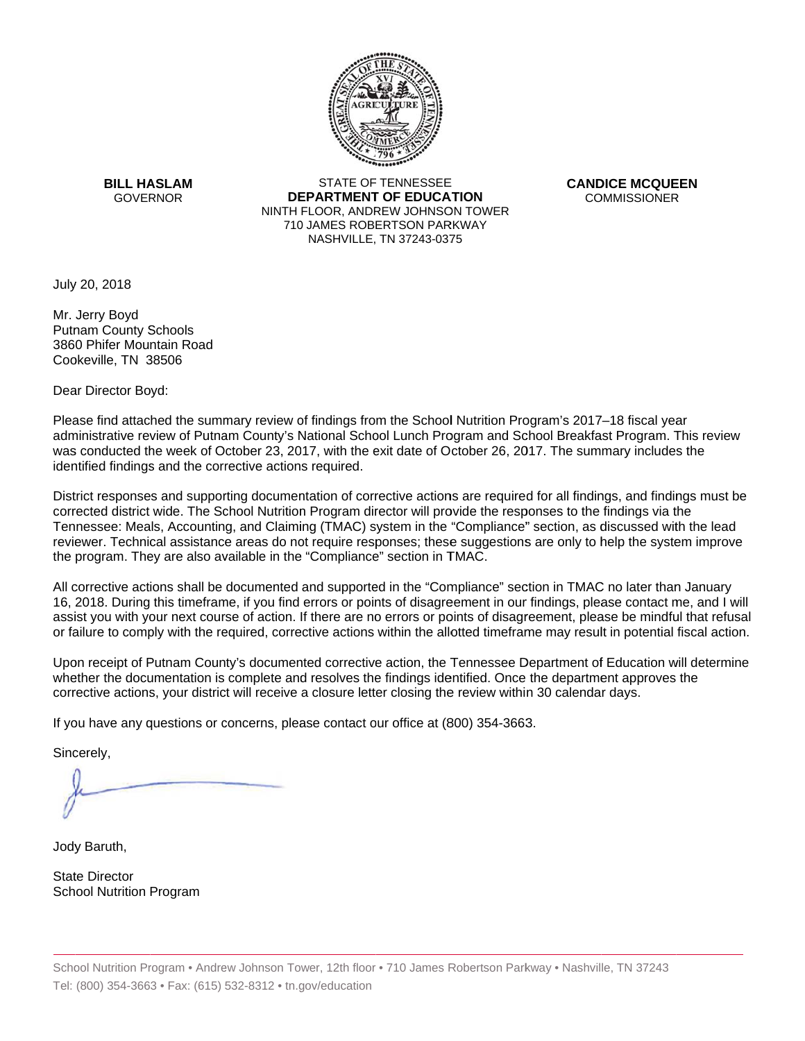**BILL HASLAM**
GOVERNOR

STATE OF TENNESSEE
**DEPARTMENT OF EDUCATION**
NINTH FLOOR, ANDREW JOHNSON TOWER
710 JAMES ROBERTSON PARKWAY
NASHVILLE, TN 37243-0375

**CANDICE MCQUEEN**
COMMISSIONER

July 20, 2018

Mr. Jerry Boyd
Putnam County Schools
3860 Phifer Mountain Road
Cookeville, TN 38506

Dear Director Boyd:

Please find attached the summary review of findings from the School Nutrition Program's 2017–18 fiscal year administrative review of Putnam County's National School Lunch Program and School Breakfast Program. This review was conducted the week of October 23, 2017, with the exit date of October 26, 2017. The summary includes the identified findings and the corrective actions required.

District responses and supporting documentation of corrective actions are required for all findings, and findings must be corrected district wide. The School Nutrition Program director will provide the responses to the findings via the Tennessee: Meals, Accounting, and Claiming (TMAC) system in the "Compliance" section, as discussed with the lead reviewer. Technical assistance areas do not require responses; these suggestions are only to help the system improve the program. They are also available in the "Compliance" section in TMAC.

All corrective actions shall be documented and supported in the "Compliance" section in TMAC no later than January 16, 2018. During this timeframe, if you find errors or points of disagreement in our findings, please contact me, and I will assist you with your next course of action. If there are no errors or points of disagreement, please be mindful that refusal or failure to comply with the required, corrective actions within the allotted timeframe may result in potential fiscal action.

Upon receipt of Putnam County's documented corrective action, the Tennessee Department of Education will determine whether the documentation is complete and resolves the findings identified. Once the department approves the corrective actions, your district will receive a closure letter closing the review within 30 calendar days.

If you have any questions or concerns, please contact our office at (800) 354-3663.

Sincerely,

Jody Baruth,

State Director
School Nutrition Program

School Nutrition Program • Andrew Johnson Tower, 12th floor • 710 James Robertson Parkway • Nashville, TN 37243
Tel: (800) 354-3663 • Fax: (615) 532-8312 • tn.gov/education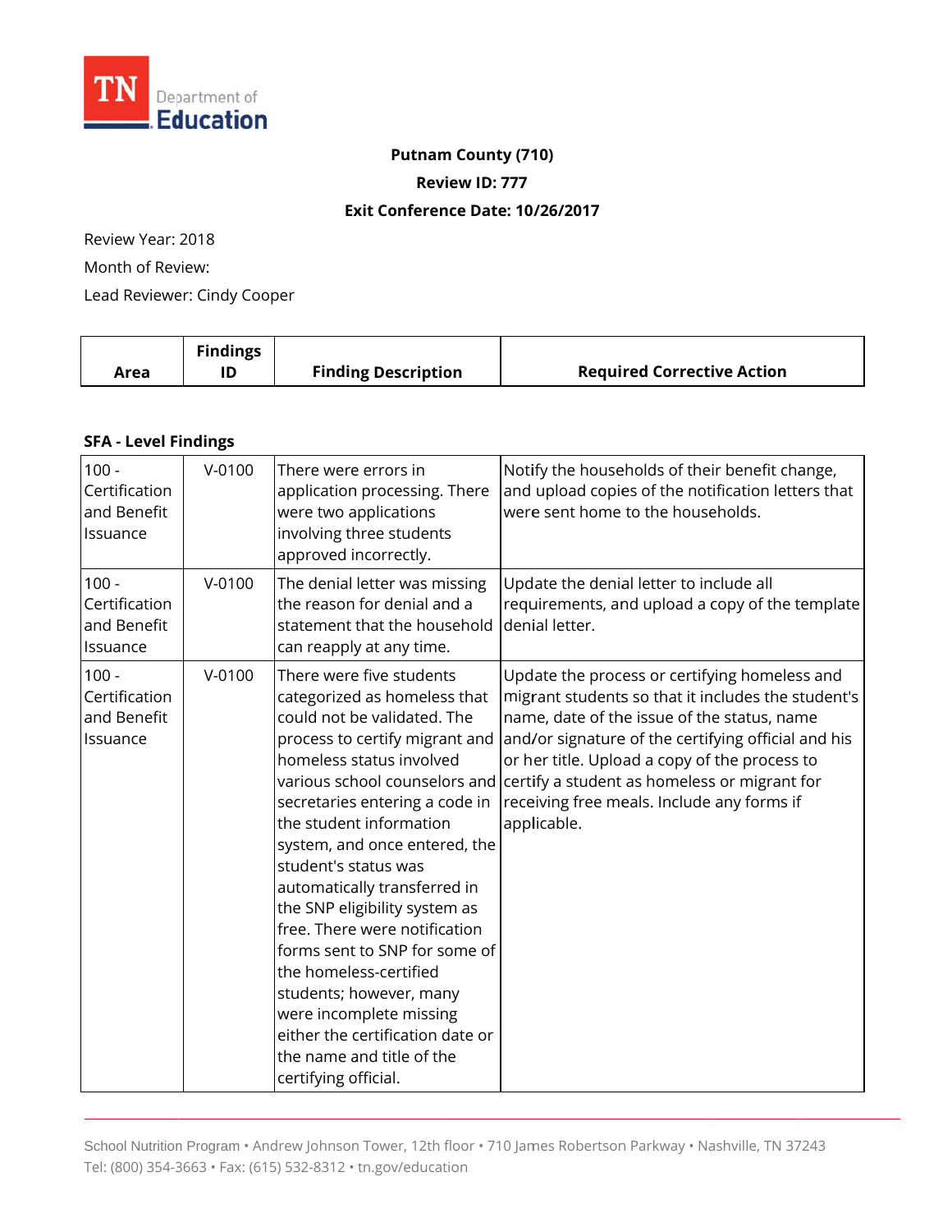**Putnam County (710)**

**Review ID: 777**

**Exit Conference Date: 10/26/2017**

Review Year: 2018

Month of Review:

Lead Reviewer: Cindy Cooper

| Area | Findings ID | Finding Description | Required Corrective Action |
|---|---|---|---|

**SFA - Level Findings**

| Area | Findings ID | Finding Description | Required Corrective Action |
|---|---|---|---|
| 100 - Certification and Benefit Issuance | V-0100 | There were errors in application processing. There were two applications involving three students approved incorrectly. | Notify the households of their benefit change, and upload copies of the notification letters that were sent home to the households. |
| 100 - Certification and Benefit Issuance | V-0100 | The denial letter was missing the reason for denial and a statement that the household can reapply at any time. | Update the denial letter to include all requirements, and upload a copy of the template denial letter. |
| 100 - Certification and Benefit Issuance | V-0100 | There were five students categorized as homeless that could not be validated. The process to certify migrant and homeless status involved various school counselors and secretaries entering a code in the student information system, and once entered, the student's status was automatically transferred in the SNP eligibility system as free. There were notification forms sent to SNP for some of the homeless-certified students; however, many were incomplete missing either the certification date or the name and title of the certifying official. | Update the process or certifying homeless and migrant students so that it includes the student's name, date of the issue of the status, name and/or signature of the certifying official and his or her title. Upload a copy of the process to certify a student as homeless or migrant for receiving free meals. Include any forms if applicable. |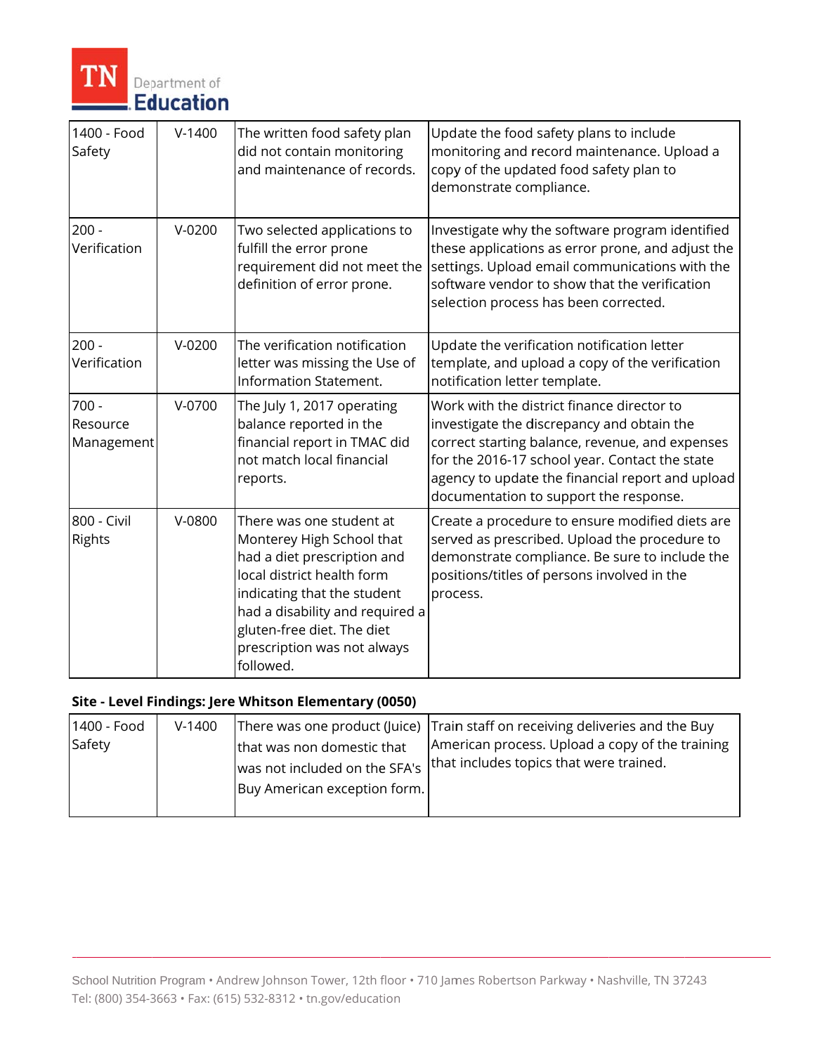| | | | |
|---|---|---|---|
| 1400 - Food Safety | V-1400 | The written food safety plan did not contain monitoring and maintenance of records. | Update the food safety plans to include monitoring and record maintenance. Upload a copy of the updated food safety plan to demonstrate compliance. |
| 200 - Verification | V-0200 | Two selected applications to fulfill the error prone requirement did not meet the definition of error prone. | Investigate why the software program identified these applications as error prone, and adjust the settings. Upload email communications with the software vendor to show that the verification selection process has been corrected. |
| 200 - Verification | V-0200 | The verification notification letter was missing the Use of Information Statement. | Update the verification notification letter template, and upload a copy of the verification notification letter template. |
| 700 - Resource Management | V-0700 | The July 1, 2017 operating balance reported in the financial report in TMAC did not match local financial reports. | Work with the district finance director to investigate the discrepancy and obtain the correct starting balance, revenue, and expenses for the 2016-17 school year. Contact the state agency to update the financial report and upload documentation to support the response. |
| 800 - Civil Rights | V-0800 | There was one student at Monterey High School that had a diet prescription and local district health form indicating that the student had a disability and required a gluten-free diet. The diet prescription was not always followed. | Create a procedure to ensure modified diets are served as prescribed. Upload the procedure to demonstrate compliance. Be sure to include the positions/titles of persons involved in the process. |

**Site - Level Findings: Jere Whitson Elementary (0050)**

| | | | |
|---|---|---|---|
| 1400 - Food Safety | V-1400 | There was one product (Juice) that was non domestic that was not included on the SFA's Buy American exception form. | Train staff on receiving deliveries and the Buy American process. Upload a copy of the training that includes topics that were trained. |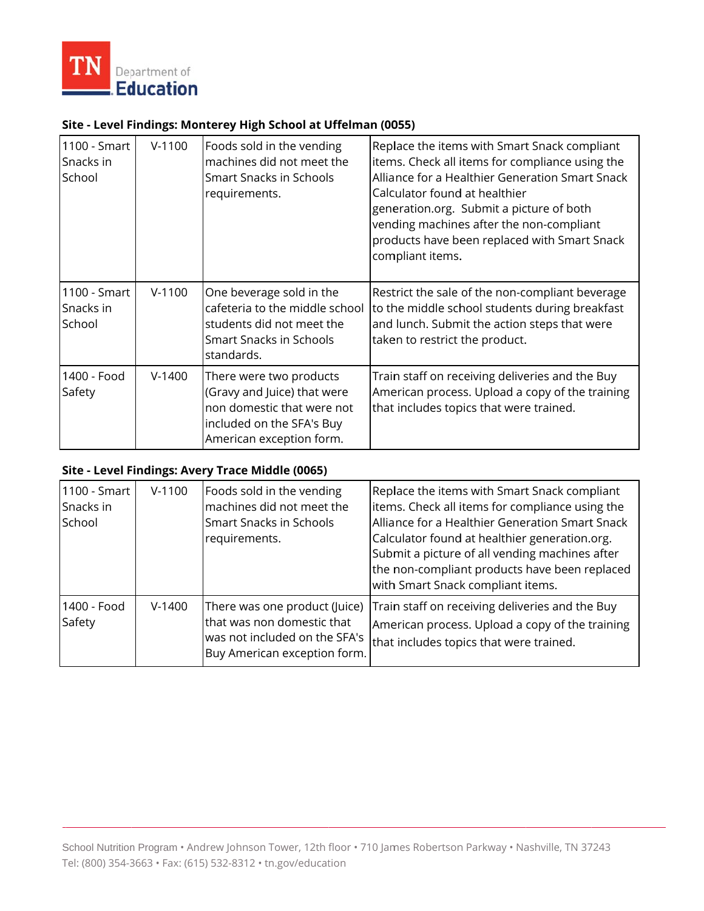### Site - Level Findings: Monterey High School at Uffelman (0055)

| | | | |
|---|---|---|---|
| 1100 - Smart Snacks in School | V-1100 | Foods sold in the vending machines did not meet the Smart Snacks in Schools requirements. | Replace the items with Smart Snack compliant items. Check all items for compliance using the Alliance for a Healthier Generation Smart Snack Calculator found at healthier generation.org. Submit a picture of both vending machines after the non-compliant products have been replaced with Smart Snack compliant items. |
| 1100 - Smart Snacks in School | V-1100 | One beverage sold in the cafeteria to the middle school students did not meet the Smart Snacks in Schools standards. | Restrict the sale of the non-compliant beverage to the middle school students during breakfast and lunch. Submit the action steps that were taken to restrict the product. |
| 1400 - Food Safety | V-1400 | There were two products (Gravy and Juice) that were non domestic that were not included on the SFA's Buy American exception form. | Train staff on receiving deliveries and the Buy American process. Upload a copy of the training that includes topics that were trained. |

### Site - Level Findings: Avery Trace Middle (0065)

| | | | |
|---|---|---|---|
| 1100 - Smart Snacks in School | V-1100 | Foods sold in the vending machines did not meet the Smart Snacks in Schools requirements. | Replace the items with Smart Snack compliant items. Check all items for compliance using the Alliance for a Healthier Generation Smart Snack Calculator found at healthier generation.org. Submit a picture of all vending machines after the non-compliant products have been replaced with Smart Snack compliant items. |
| 1400 - Food Safety | V-1400 | There was one product (Juice) that was non domestic that was not included on the SFA's Buy American exception form. | Train staff on receiving deliveries and the Buy American process. Upload a copy of the training that includes topics that were trained. |